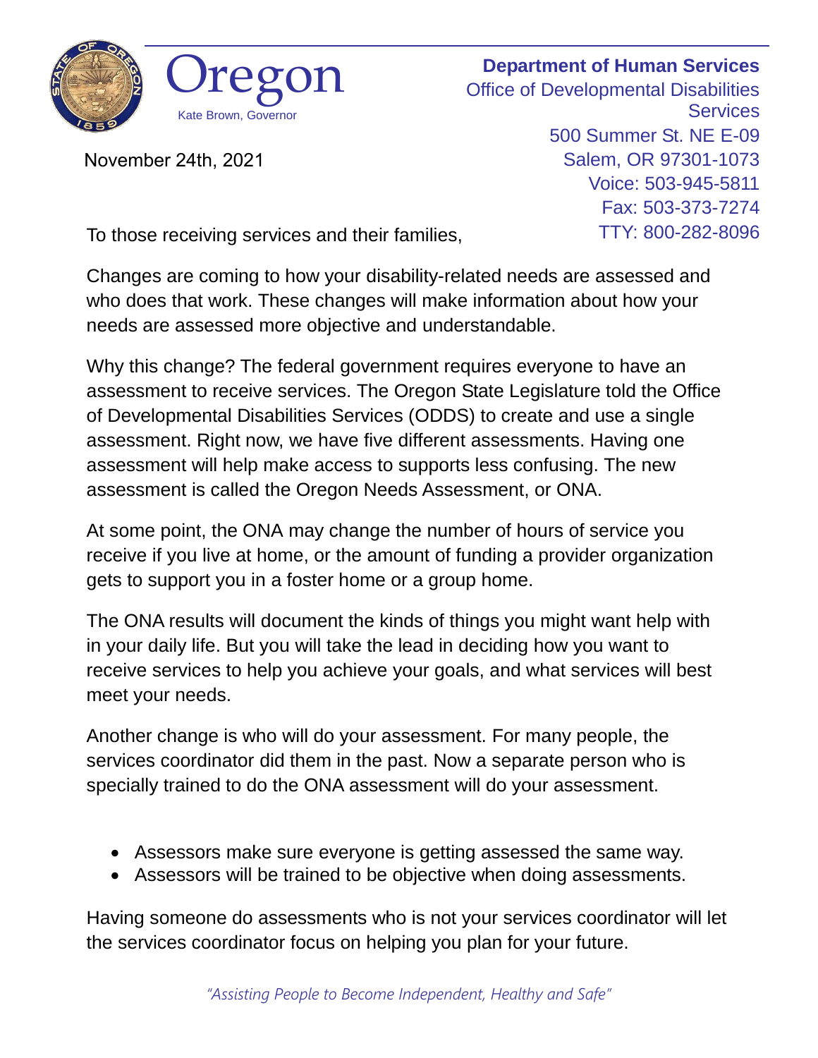Oregon

Kate Brown, Governor

**Department of Human Services**
Office of Developmental Disabilities Services
500 Summer St. NE E-09
Salem, OR 97301-1073
Voice: 503-945-5811
Fax: 503-373-7274
TTY: 800-282-8096

November 24th, 2021

To those receiving services and their families,

Changes are coming to how your disability-related needs are assessed and who does that work. These changes will make information about how your needs are assessed more objective and understandable.

Why this change? The federal government requires everyone to have an assessment to receive services. The Oregon State Legislature told the Office of Developmental Disabilities Services (ODDS) to create and use a single assessment. Right now, we have five different assessments. Having one assessment will help make access to supports less confusing. The new assessment is called the Oregon Needs Assessment, or ONA.

At some point, the ONA may change the number of hours of service you receive if you live at home, or the amount of funding a provider organization gets to support you in a foster home or a group home.

The ONA results will document the kinds of things you might want help with in your daily life. But you will take the lead in deciding how you want to receive services to help you achieve your goals, and what services will best meet your needs.

Another change is who will do your assessment. For many people, the services coordinator did them in the past. Now a separate person who is specially trained to do the ONA assessment will do your assessment.

- Assessors make sure everyone is getting assessed the same way.
- Assessors will be trained to be objective when doing assessments.

Having someone do assessments who is not your services coordinator will let the services coordinator focus on helping you plan for your future.

*"Assisting People to Become Independent, Healthy and Safe"*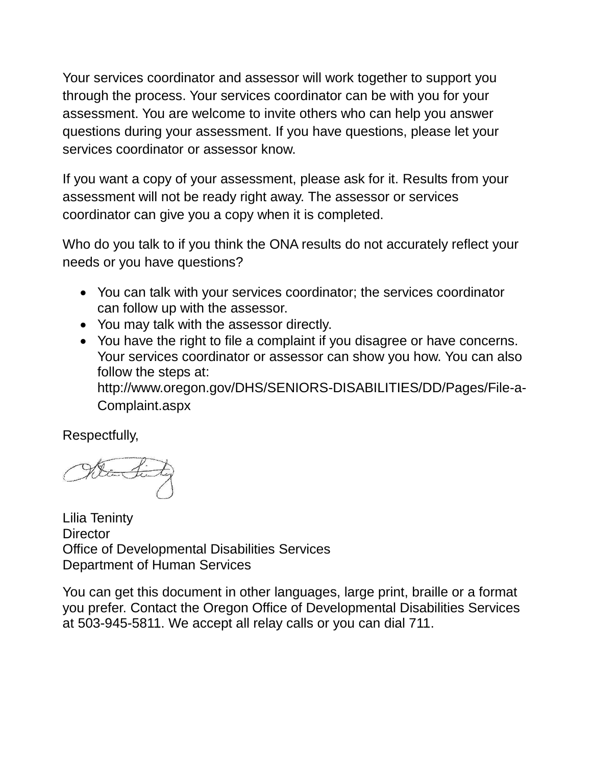Your services coordinator and assessor will work together to support you through the process. Your services coordinator can be with you for your assessment. You are welcome to invite others who can help you answer questions during your assessment. If you have questions, please let your services coordinator or assessor know.

If you want a copy of your assessment, please ask for it. Results from your assessment will not be ready right away. The assessor or services coordinator can give you a copy when it is completed.

Who do you talk to if you think the ONA results do not accurately reflect your needs or you have questions?

- You can talk with your services coordinator; the services coordinator can follow up with the assessor.
- You may talk with the assessor directly.
- You have the right to file a complaint if you disagree or have concerns. Your services coordinator or assessor can show you how. You can also follow the steps at: http://www.oregon.gov/DHS/SENIORS-DISABILITIES/DD/Pages/File-a-Complaint.aspx

Respectfully,

Lilia Teninty
Director
Office of Developmental Disabilities Services
Department of Human Services

You can get this document in other languages, large print, braille or a format you prefer. Contact the Oregon Office of Developmental Disabilities Services at 503-945-5811. We accept all relay calls or you can dial 711.